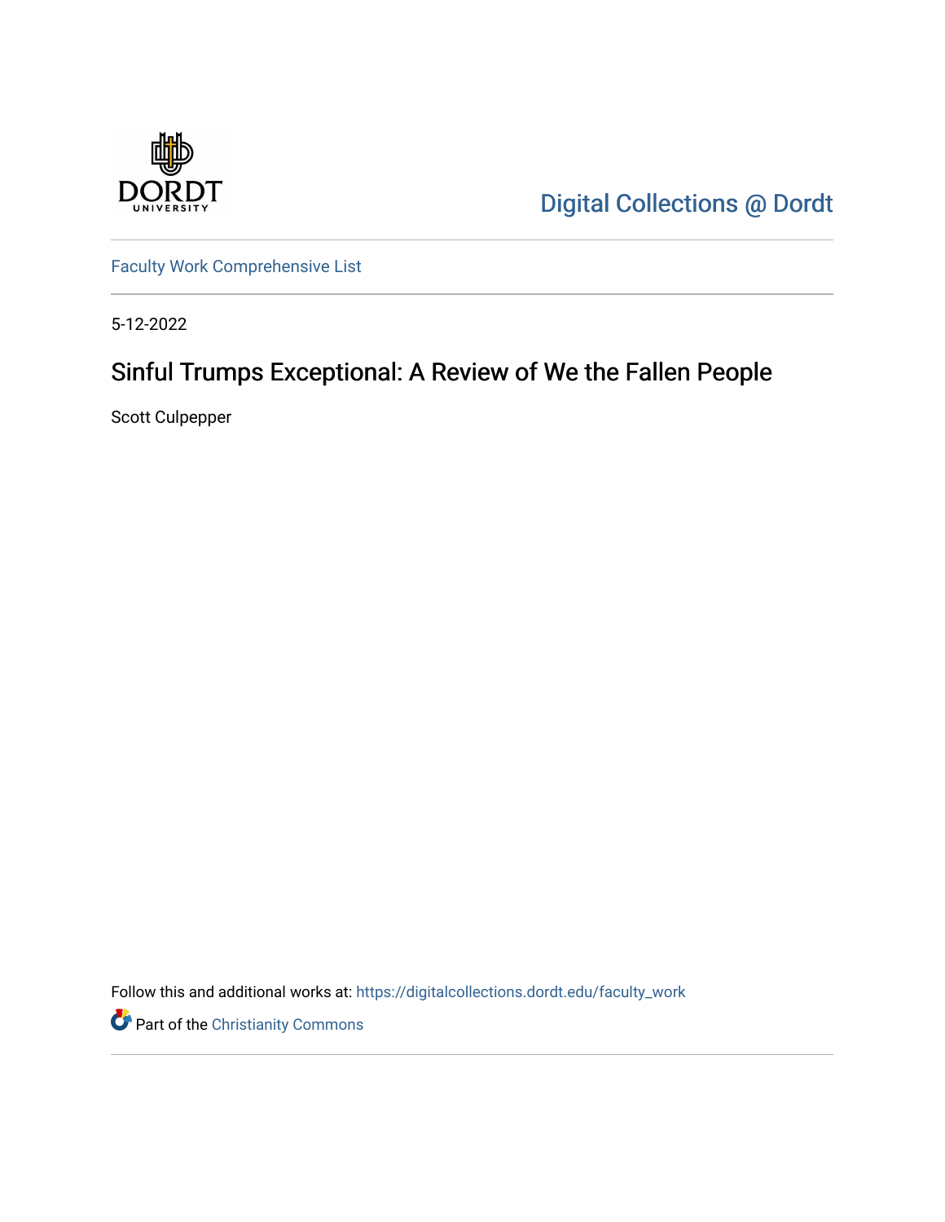Digital Collections @ Dordt

Faculty Work Comprehensive List

5-12-2022

# Sinful Trumps Exceptional: A Review of We the Fallen People

Scott Culpepper

Follow this and additional works at: https://digitalcollections.dordt.edu/faculty_work

Part of the Christianity Commons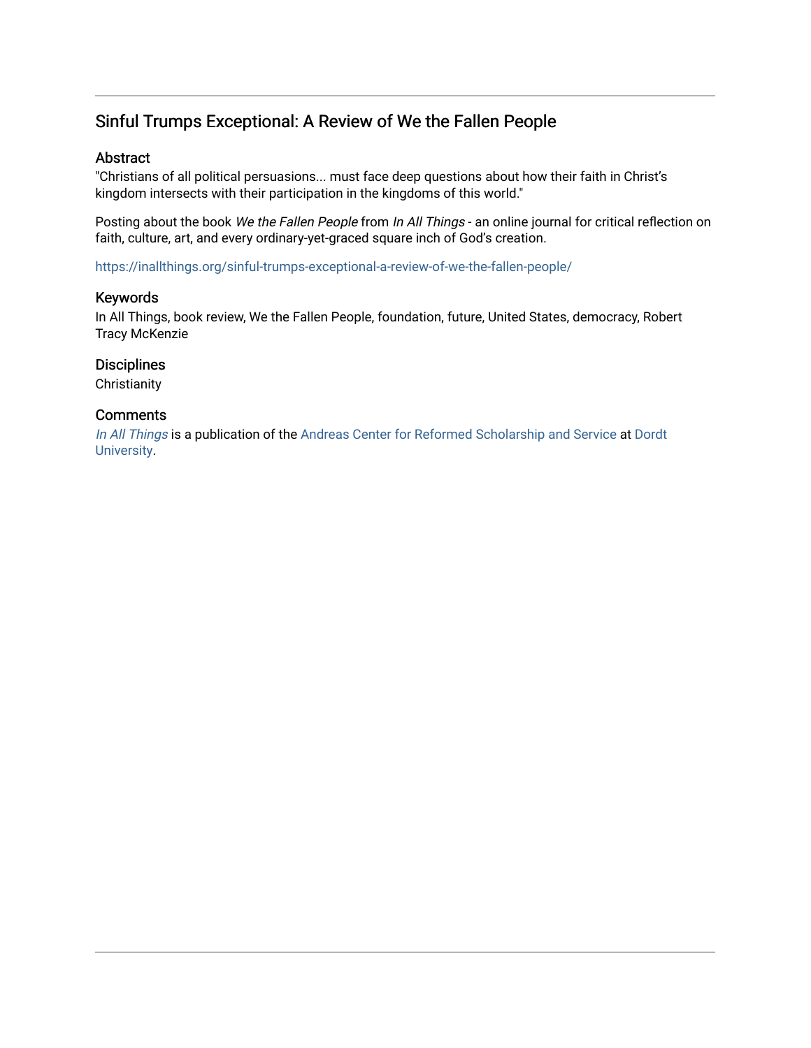## Sinful Trumps Exceptional: A Review of We the Fallen People

### Abstract

"Christians of all political persuasions... must face deep questions about how their faith in Christ's kingdom intersects with their participation in the kingdoms of this world."

Posting about the book *We the Fallen People* from *In All Things* - an online journal for critical reflection on faith, culture, art, and every ordinary-yet-graced square inch of God's creation.

https://inallthings.org/sinful-trumps-exceptional-a-review-of-we-the-fallen-people/

### Keywords

In All Things, book review, We the Fallen People, foundation, future, United States, democracy, Robert Tracy McKenzie

### Disciplines

Christianity

### Comments

*In All Things* is a publication of the Andreas Center for Reformed Scholarship and Service at Dordt University.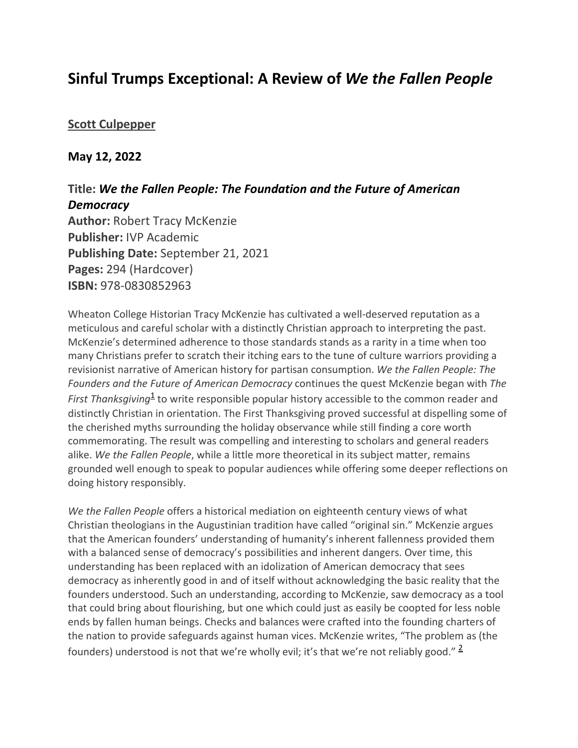# Sinful Trumps Exceptional: A Review of *We the Fallen People*

**Scott Culpepper**

**May 12, 2022**

### Title: *We the Fallen People: The Foundation and the Future of American Democracy*

**Author:** Robert Tracy McKenzie
**Publisher:** IVP Academic
**Publishing Date:** September 21, 2021
**Pages:** 294 (Hardcover)
**ISBN:** 978-0830852963

Wheaton College Historian Tracy McKenzie has cultivated a well-deserved reputation as a meticulous and careful scholar with a distinctly Christian approach to interpreting the past. McKenzie's determined adherence to those standards stands as a rarity in a time when too many Christians prefer to scratch their itching ears to the tune of culture warriors providing a revisionist narrative of American history for partisan consumption. *We the Fallen People: The Founders and the Future of American Democracy* continues the quest McKenzie began with *The First Thanksgiving*[1] to write responsible popular history accessible to the common reader and distinctly Christian in orientation. The First Thanksgiving proved successful at dispelling some of the cherished myths surrounding the holiday observance while still finding a core worth commemorating. The result was compelling and interesting to scholars and general readers alike. *We the Fallen People*, while a little more theoretical in its subject matter, remains grounded well enough to speak to popular audiences while offering some deeper reflections on doing history responsibly.

*We the Fallen People* offers a historical mediation on eighteenth century views of what Christian theologians in the Augustinian tradition have called "original sin." McKenzie argues that the American founders' understanding of humanity's inherent fallenness provided them with a balanced sense of democracy's possibilities and inherent dangers. Over time, this understanding has been replaced with an idolization of American democracy that sees democracy as inherently good in and of itself without acknowledging the basic reality that the founders understood. Such an understanding, according to McKenzie, saw democracy as a tool that could bring about flourishing, but one which could just as easily be coopted for less noble ends by fallen human beings. Checks and balances were crafted into the founding charters of the nation to provide safeguards against human vices. McKenzie writes, "The problem as (the founders) understood is not that we're wholly evil; it's that we're not reliably good." [2]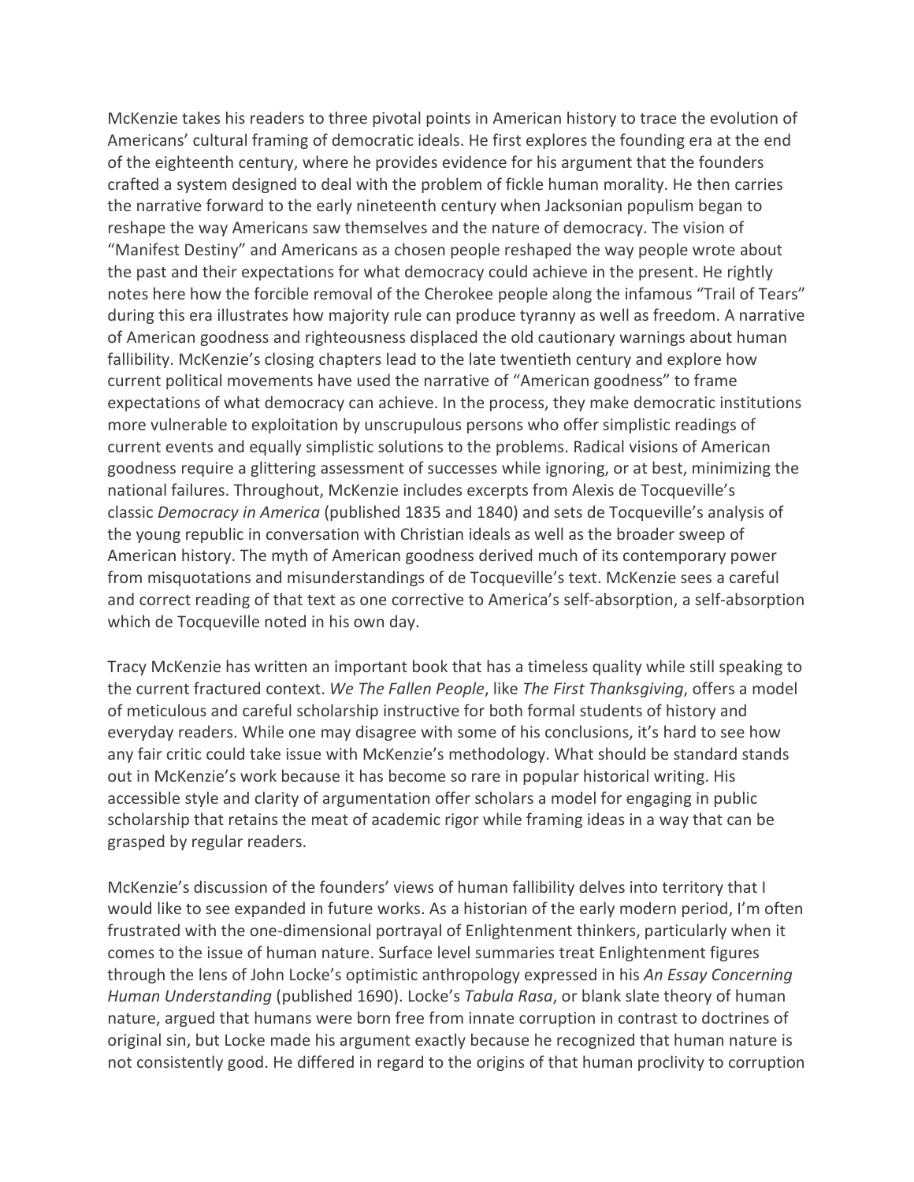McKenzie takes his readers to three pivotal points in American history to trace the evolution of Americans' cultural framing of democratic ideals. He first explores the founding era at the end of the eighteenth century, where he provides evidence for his argument that the founders crafted a system designed to deal with the problem of fickle human morality. He then carries the narrative forward to the early nineteenth century when Jacksonian populism began to reshape the way Americans saw themselves and the nature of democracy. The vision of "Manifest Destiny" and Americans as a chosen people reshaped the way people wrote about the past and their expectations for what democracy could achieve in the present. He rightly notes here how the forcible removal of the Cherokee people along the infamous "Trail of Tears" during this era illustrates how majority rule can produce tyranny as well as freedom. A narrative of American goodness and righteousness displaced the old cautionary warnings about human fallibility. McKenzie's closing chapters lead to the late twentieth century and explore how current political movements have used the narrative of "American goodness" to frame expectations of what democracy can achieve. In the process, they make democratic institutions more vulnerable to exploitation by unscrupulous persons who offer simplistic readings of current events and equally simplistic solutions to the problems. Radical visions of American goodness require a glittering assessment of successes while ignoring, or at best, minimizing the national failures. Throughout, McKenzie includes excerpts from Alexis de Tocqueville's classic *Democracy in America* (published 1835 and 1840) and sets de Tocqueville's analysis of the young republic in conversation with Christian ideals as well as the broader sweep of American history. The myth of American goodness derived much of its contemporary power from misquotations and misunderstandings of de Tocqueville's text. McKenzie sees a careful and correct reading of that text as one corrective to America's self-absorption, a self-absorption which de Tocqueville noted in his own day.

Tracy McKenzie has written an important book that has a timeless quality while still speaking to the current fractured context. *We The Fallen People*, like *The First Thanksgiving*, offers a model of meticulous and careful scholarship instructive for both formal students of history and everyday readers. While one may disagree with some of his conclusions, it's hard to see how any fair critic could take issue with McKenzie's methodology. What should be standard stands out in McKenzie's work because it has become so rare in popular historical writing. His accessible style and clarity of argumentation offer scholars a model for engaging in public scholarship that retains the meat of academic rigor while framing ideas in a way that can be grasped by regular readers.

McKenzie's discussion of the founders' views of human fallibility delves into territory that I would like to see expanded in future works. As a historian of the early modern period, I'm often frustrated with the one-dimensional portrayal of Enlightenment thinkers, particularly when it comes to the issue of human nature. Surface level summaries treat Enlightenment figures through the lens of John Locke's optimistic anthropology expressed in his *An Essay Concerning Human Understanding* (published 1690). Locke's *Tabula Rasa*, or blank slate theory of human nature, argued that humans were born free from innate corruption in contrast to doctrines of original sin, but Locke made his argument exactly because he recognized that human nature is not consistently good. He differed in regard to the origins of that human proclivity to corruption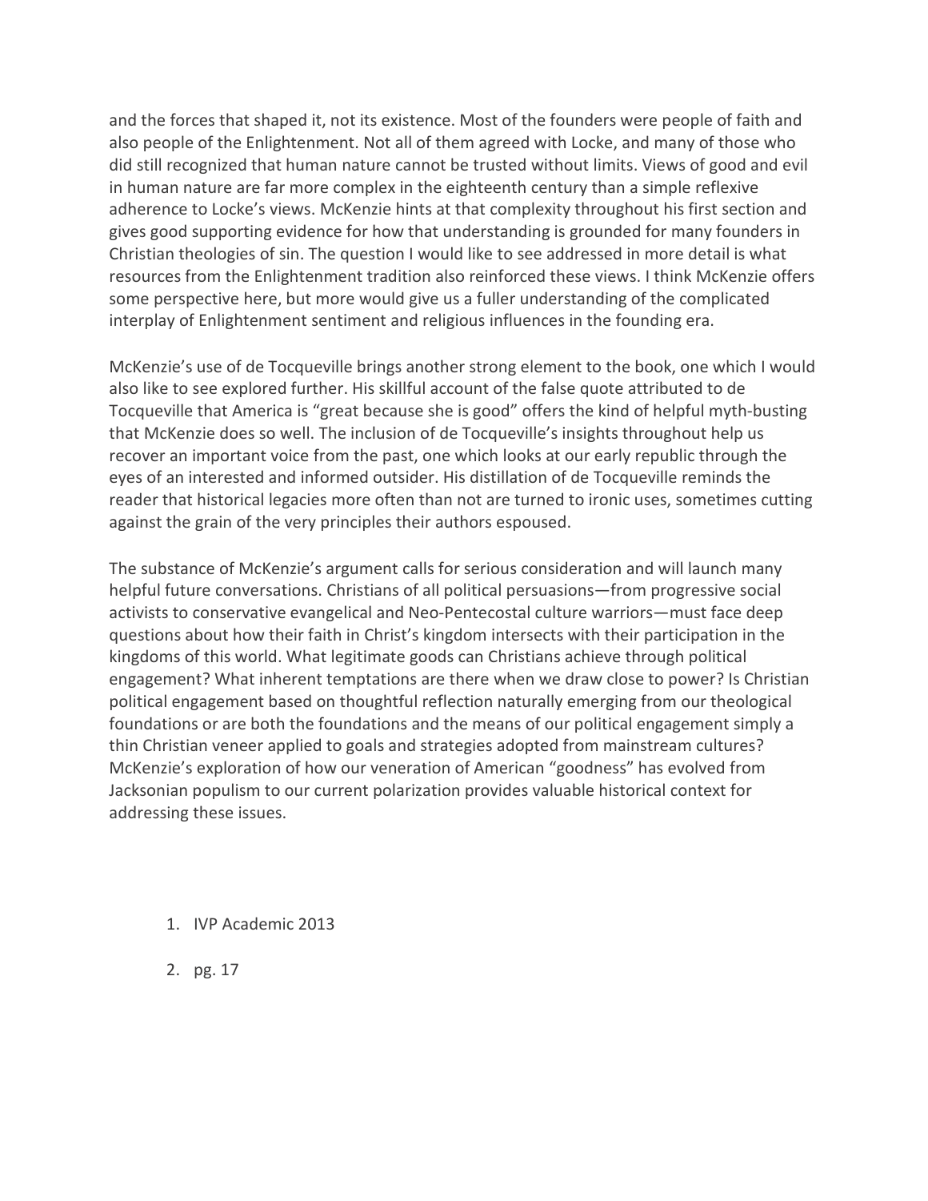and the forces that shaped it, not its existence. Most of the founders were people of faith and also people of the Enlightenment. Not all of them agreed with Locke, and many of those who did still recognized that human nature cannot be trusted without limits. Views of good and evil in human nature are far more complex in the eighteenth century than a simple reflexive adherence to Locke's views. McKenzie hints at that complexity throughout his first section and gives good supporting evidence for how that understanding is grounded for many founders in Christian theologies of sin. The question I would like to see addressed in more detail is what resources from the Enlightenment tradition also reinforced these views. I think McKenzie offers some perspective here, but more would give us a fuller understanding of the complicated interplay of Enlightenment sentiment and religious influences in the founding era.

McKenzie's use of de Tocqueville brings another strong element to the book, one which I would also like to see explored further. His skillful account of the false quote attributed to de Tocqueville that America is "great because she is good" offers the kind of helpful myth-busting that McKenzie does so well. The inclusion of de Tocqueville's insights throughout help us recover an important voice from the past, one which looks at our early republic through the eyes of an interested and informed outsider. His distillation of de Tocqueville reminds the reader that historical legacies more often than not are turned to ironic uses, sometimes cutting against the grain of the very principles their authors espoused.

The substance of McKenzie's argument calls for serious consideration and will launch many helpful future conversations. Christians of all political persuasions—from progressive social activists to conservative evangelical and Neo-Pentecostal culture warriors—must face deep questions about how their faith in Christ's kingdom intersects with their participation in the kingdoms of this world. What legitimate goods can Christians achieve through political engagement? What inherent temptations are there when we draw close to power? Is Christian political engagement based on thoughtful reflection naturally emerging from our theological foundations or are both the foundations and the means of our political engagement simply a thin Christian veneer applied to goals and strategies adopted from mainstream cultures? McKenzie's exploration of how our veneration of American "goodness" has evolved from Jacksonian populism to our current polarization provides valuable historical context for addressing these issues.

1. IVP Academic 2013
2. pg. 17